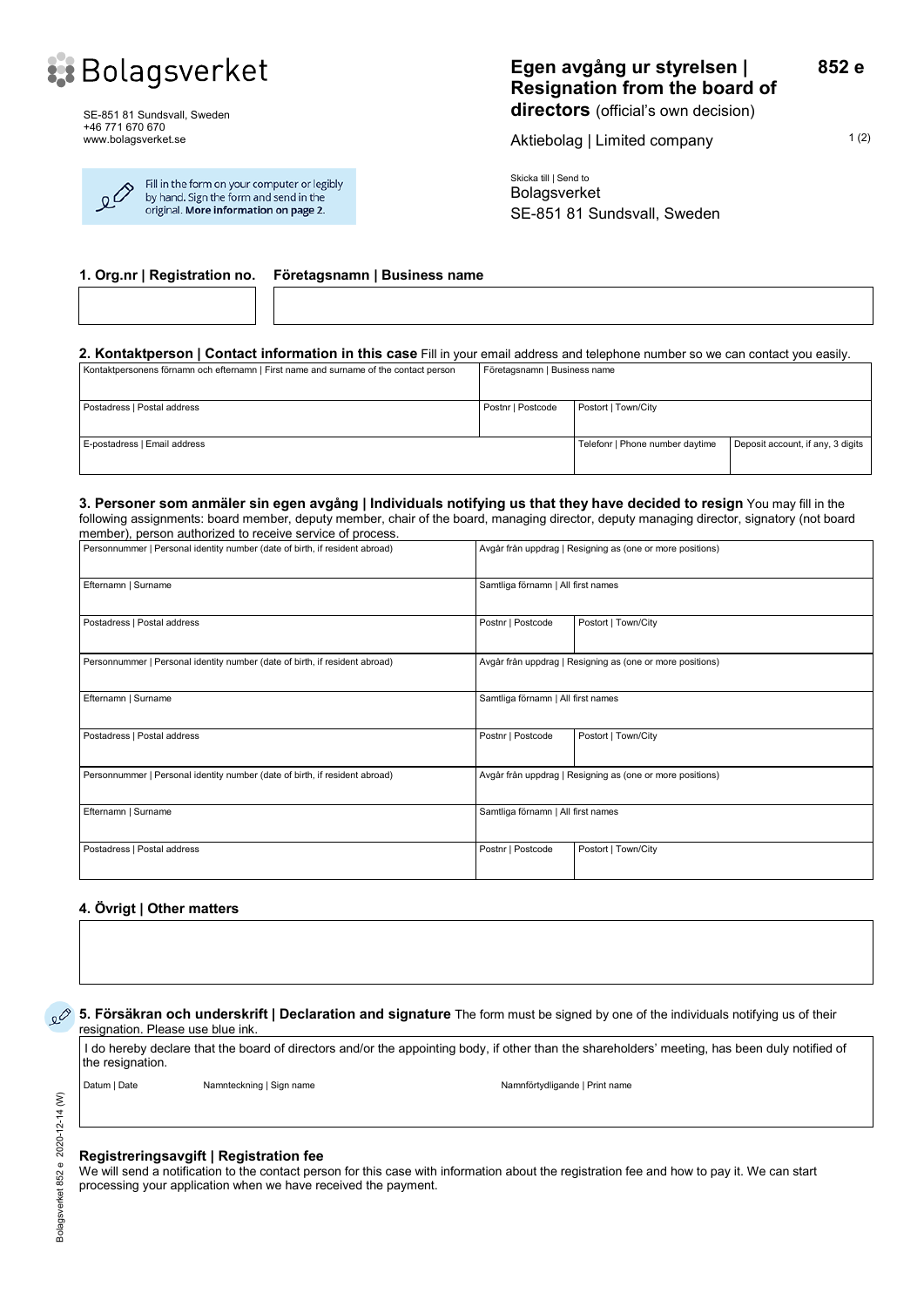Bolagsverket

SE-851 81 Sundsvall, Sweden
+46 771 670 670
www.bolagsverket.se

Fill in the form on your computer or legibly by hand. Sign the form and send in the original. **More information on page 2.**

# Egen avgång ur styrelsen | Resignation from the board of directors (official's own decision)

**852 e**

Aktiebolag | Limited company

Skicka till | Send to
Bolagsverket
SE-851 81 Sundsvall, Sweden

## 1. Org.nr | Registration no. Företagsnamn | Business name

| Org.nr \| Registration no. | Företagsnamn \| Business name |
|---|---|
| | |

## 2. Kontaktperson | Contact information in this case

Fill in your email address and telephone number so we can contact you easily.

| Kontaktpersonens förnamn och efternamn \| First name and surname of the contact person | | Företagsnamn \| Business name | |
|---|---|---|---|
| Postadress \| Postal address | Postnr \| Postcode | Postort \| Town/City | |
| E-postadress \| Email address | | Telefonr \| Phone number daytime | Deposit account, if any, 3 digits |

## 3. Personer som anmäler sin egen avgång | Individuals notifying us that they have decided to resign

You may fill in the following assignments: board member, deputy member, chair of the board, managing director, deputy managing director, signatory (not board member), person authorized to receive service of process.

| Personnummer \| Personal identity number (date of birth, if resident abroad) | Avgår från uppdrag \| Resigning as (one or more positions) | |
|---|---|---|
| Efternamn \| Surname | Samtliga förnamn \| All first names | |
| Postadress \| Postal address | Postnr \| Postcode | Postort \| Town/City |

| Personnummer \| Personal identity number (date of birth, if resident abroad) | Avgår från uppdrag \| Resigning as (one or more positions) | |
|---|---|---|
| Efternamn \| Surname | Samtliga förnamn \| All first names | |
| Postadress \| Postal address | Postnr \| Postcode | Postort \| Town/City |

| Personnummer \| Personal identity number (date of birth, if resident abroad) | Avgår från uppdrag \| Resigning as (one or more positions) | |
|---|---|---|
| Efternamn \| Surname | Samtliga förnamn \| All first names | |
| Postadress \| Postal address | Postnr \| Postcode | Postort \| Town/City |

## 4. Övrigt | Other matters

## 5. Försäkran och underskrift | Declaration and signature

The form must be signed by one of the individuals notifying us of their resignation. Please use blue ink.

I do hereby declare that the board of directors and/or the appointing body, if other than the shareholders' meeting, has been duly notified of the resignation.

| Datum \| Date | Namnteckning \| Sign name | Namnförtydligande \| Print name |
|---|---|---|
| | | |

## Registreringsavgift | Registration fee

We will send a notification to the contact person for this case with information about the registration fee and how to pay it. We can start processing your application when we have received the payment.

Bolagsverket 852 e 2020-12-14 (W)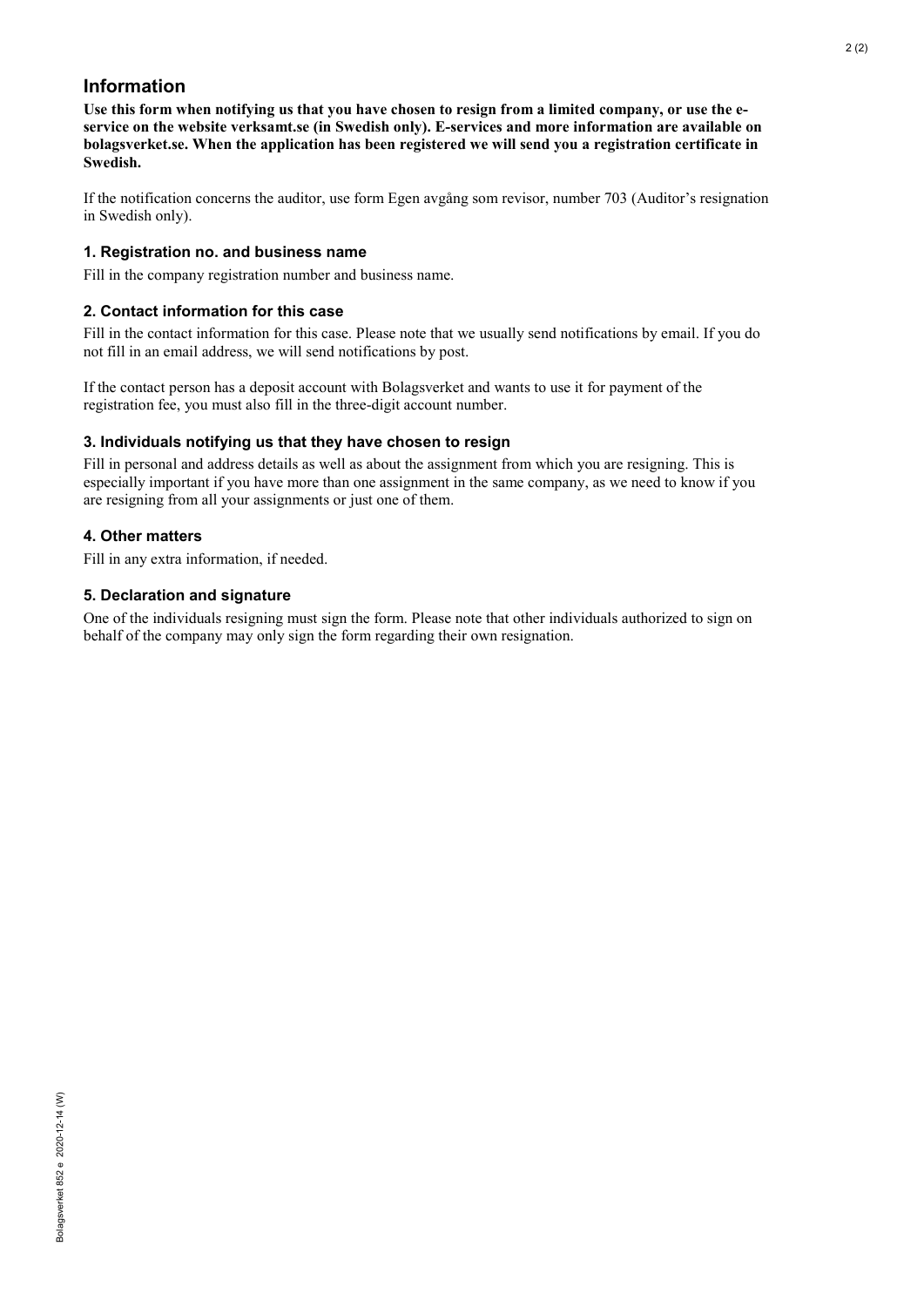## Information

**Use this form when notifying us that you have chosen to resign from a limited company, or use the e-service on the website verksamt.se (in Swedish only). E-services and more information are available on bolagsverket.se. When the application has been registered we will send you a registration certificate in Swedish.**

If the notification concerns the auditor, use form Egen avgång som revisor, number 703 (Auditor's resignation in Swedish only).

### 1. Registration no. and business name

Fill in the company registration number and business name.

### 2. Contact information for this case

Fill in the contact information for this case. Please note that we usually send notifications by email. If you do not fill in an email address, we will send notifications by post.

If the contact person has a deposit account with Bolagsverket and wants to use it for payment of the registration fee, you must also fill in the three-digit account number.

### 3. Individuals notifying us that they have chosen to resign

Fill in personal and address details as well as about the assignment from which you are resigning. This is especially important if you have more than one assignment in the same company, as we need to know if you are resigning from all your assignments or just one of them.

### 4. Other matters

Fill in any extra information, if needed.

### 5. Declaration and signature

One of the individuals resigning must sign the form. Please note that other individuals authorized to sign on behalf of the company may only sign the form regarding their own resignation.